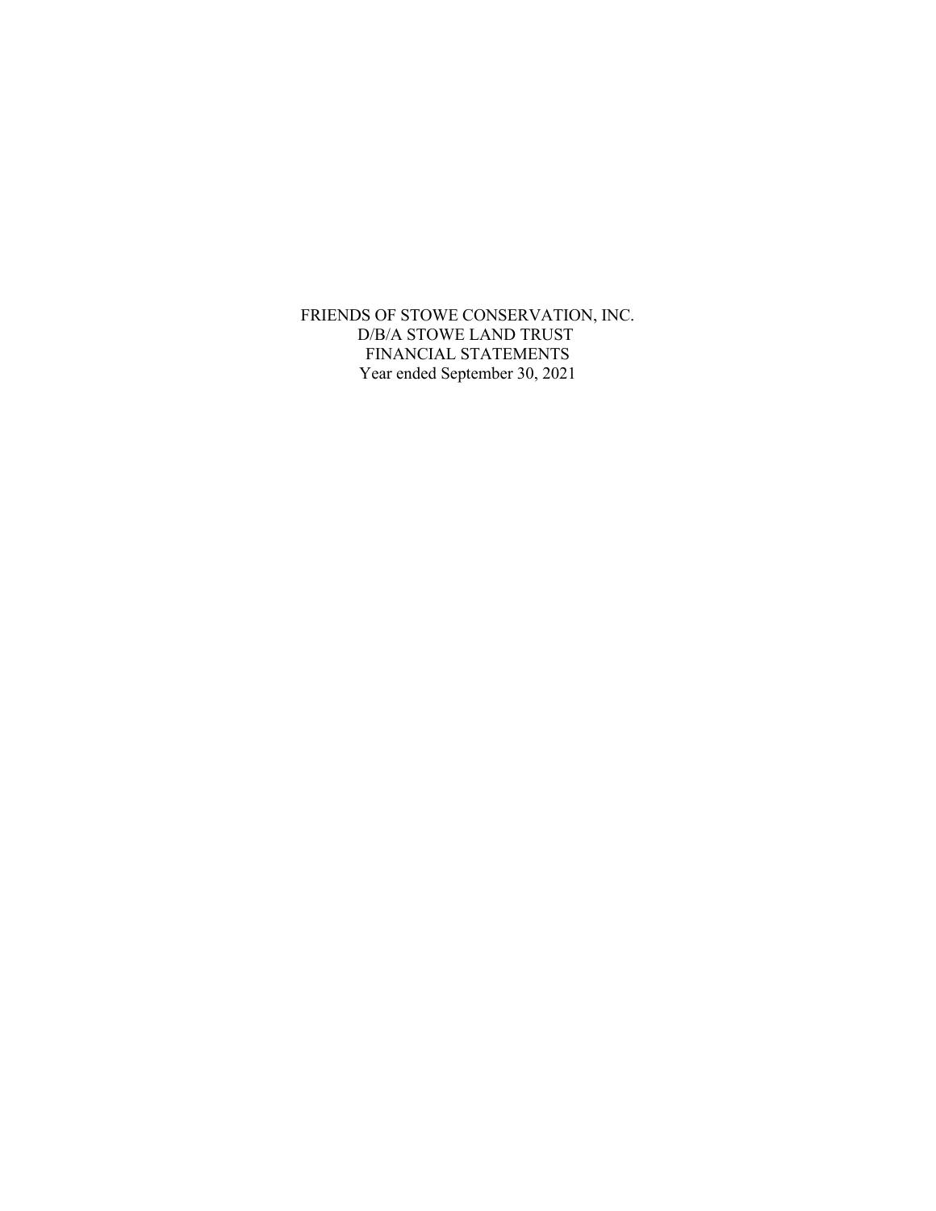# FRIENDS OF STOWE CONSERVATION, INC.
# D/B/A STOWE LAND TRUST
# FINANCIAL STATEMENTS
Year ended September 30, 2021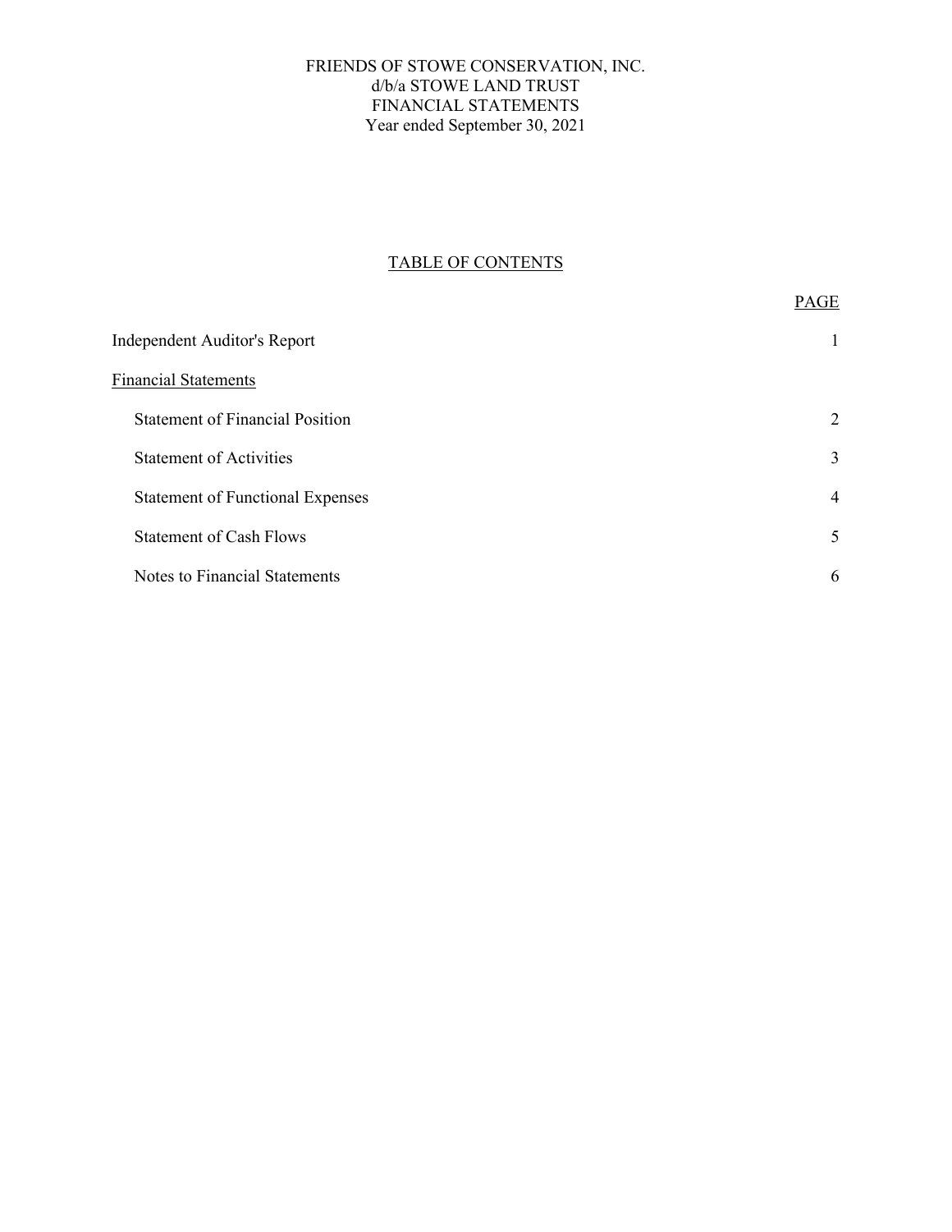# FRIENDS OF STOWE CONSERVATION, INC.
## d/b/a STOWE LAND TRUST
## FINANCIAL STATEMENTS
## Year ended September 30, 2021

### TABLE OF CONTENTS

| | PAGE |
|---|---|
| Independent Auditor's Report | 1 |
| Financial Statements | |
| Statement of Financial Position | 2 |
| Statement of Activities | 3 |
| Statement of Functional Expenses | 4 |
| Statement of Cash Flows | 5 |
| Notes to Financial Statements | 6 |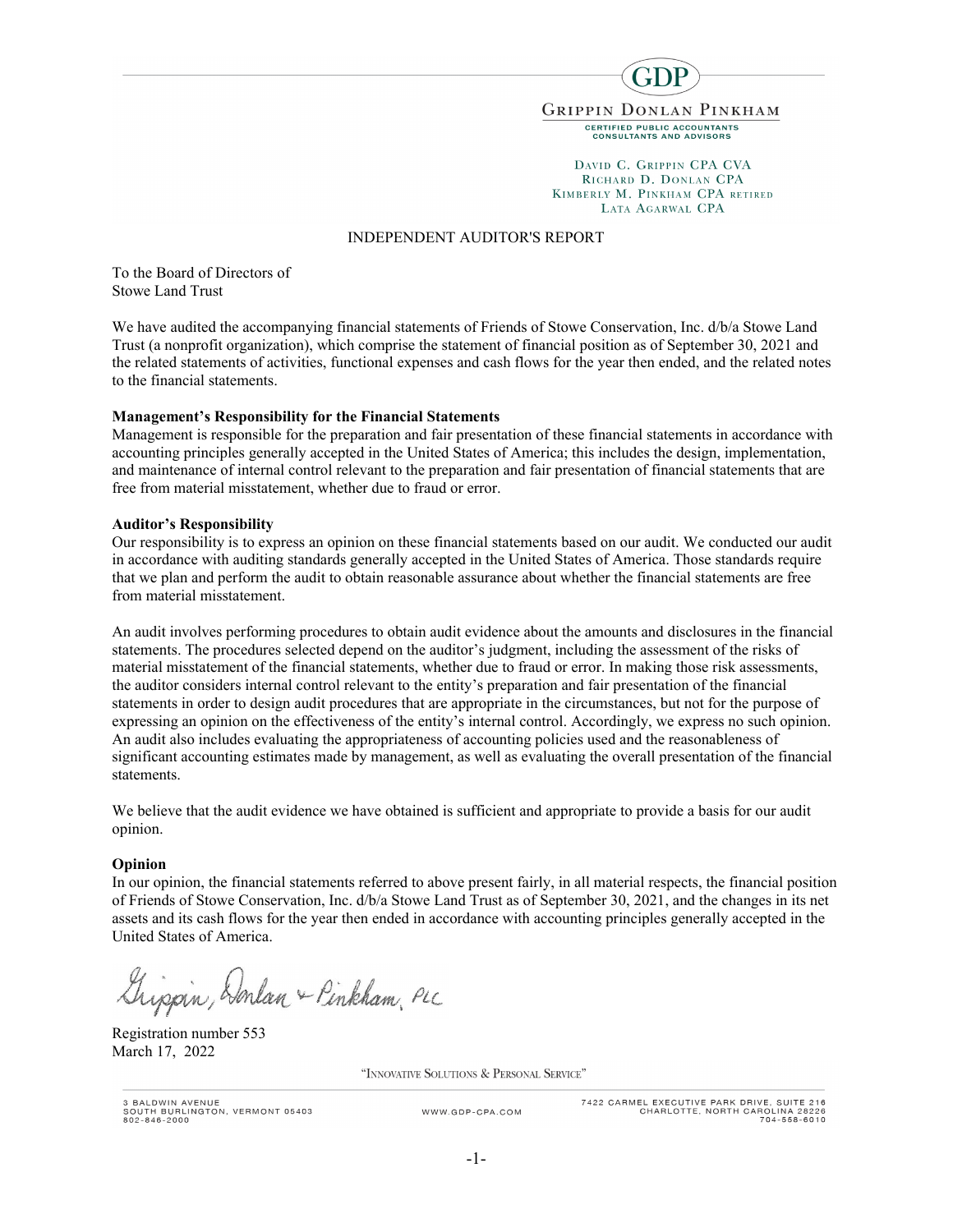GDP

GRIPPIN DONLAN PINKHAM

CERTIFIED PUBLIC ACCOUNTANTS
CONSULTANTS AND ADVISORS

DAVID C. GRIPPIN CPA CVA
RICHARD D. DONLAN CPA
KIMBERLY M. PINKHAM CPA RETIRED
LATA AGARWAL CPA

# INDEPENDENT AUDITOR'S REPORT

To the Board of Directors of
Stowe Land Trust

We have audited the accompanying financial statements of Friends of Stowe Conservation, Inc. d/b/a Stowe Land Trust (a nonprofit organization), which comprise the statement of financial position as of September 30, 2021 and the related statements of activities, functional expenses and cash flows for the year then ended, and the related notes to the financial statements.

**Management's Responsibility for the Financial Statements**
Management is responsible for the preparation and fair presentation of these financial statements in accordance with accounting principles generally accepted in the United States of America; this includes the design, implementation, and maintenance of internal control relevant to the preparation and fair presentation of financial statements that are free from material misstatement, whether due to fraud or error.

**Auditor's Responsibility**
Our responsibility is to express an opinion on these financial statements based on our audit. We conducted our audit in accordance with auditing standards generally accepted in the United States of America. Those standards require that we plan and perform the audit to obtain reasonable assurance about whether the financial statements are free from material misstatement.

An audit involves performing procedures to obtain audit evidence about the amounts and disclosures in the financial statements. The procedures selected depend on the auditor's judgment, including the assessment of the risks of material misstatement of the financial statements, whether due to fraud or error. In making those risk assessments, the auditor considers internal control relevant to the entity's preparation and fair presentation of the financial statements in order to design audit procedures that are appropriate in the circumstances, but not for the purpose of expressing an opinion on the effectiveness of the entity's internal control. Accordingly, we express no such opinion. An audit also includes evaluating the appropriateness of accounting policies used and the reasonableness of significant accounting estimates made by management, as well as evaluating the overall presentation of the financial statements.

We believe that the audit evidence we have obtained is sufficient and appropriate to provide a basis for our audit opinion.

**Opinion**
In our opinion, the financial statements referred to above present fairly, in all material respects, the financial position of Friends of Stowe Conservation, Inc. d/b/a Stowe Land Trust as of September 30, 2021, and the changes in its net assets and its cash flows for the year then ended in accordance with accounting principles generally accepted in the United States of America.

Grippin, Donlan & Pinkham, PLC

Registration number 553
March 17, 2022

"INNOVATIVE SOLUTIONS & PERSONAL SERVICE"

3 BALDWIN AVENUE
SOUTH BURLINGTON, VERMONT 05403
802-846-2000

WWW.GDP-CPA.COM

7422 CARMEL EXECUTIVE PARK DRIVE, SUITE 216
CHARLOTTE, NORTH CAROLINA 28226
704-558-6010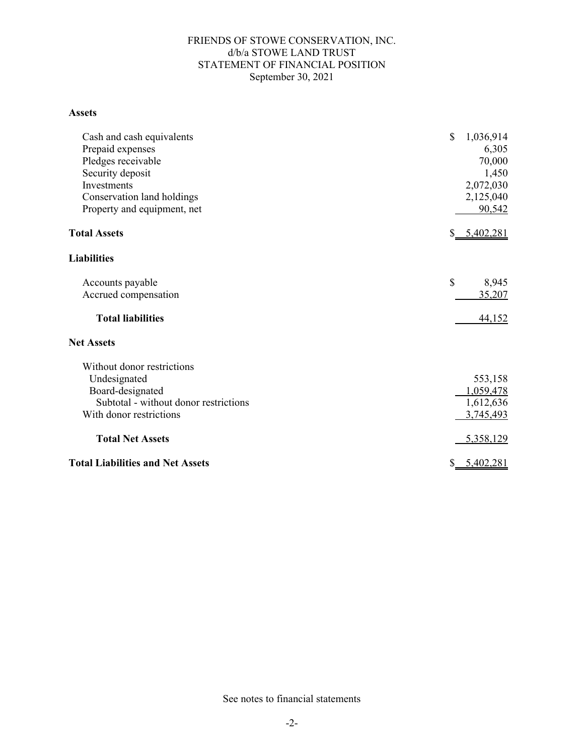# FRIENDS OF STOWE CONSERVATION, INC.
## d/b/a STOWE LAND TRUST
## STATEMENT OF FINANCIAL POSITION
### September 30, 2021

| | |
|---|---|
| **Assets** | |
| Cash and cash equivalents | $ 1,036,914 |
| Prepaid expenses | 6,305 |
| Pledges receivable | 70,000 |
| Security deposit | 1,450 |
| Investments | 2,072,030 |
| Conservation land holdings | 2,125,040 |
| Property and equipment, net | 90,542 |
| **Total Assets** | $ 5,402,281 |
| **Liabilities** | |
| Accounts payable | $ 8,945 |
| Accrued compensation | 35,207 |
| **Total liabilities** | 44,152 |
| **Net Assets** | |
| Without donor restrictions | |
| Undesignated | 553,158 |
| Board-designated | 1,059,478 |
| Subtotal - without donor restrictions | 1,612,636 |
| With donor restrictions | 3,745,493 |
| **Total Net Assets** | 5,358,129 |
| **Total Liabilities and Net Assets** | $ 5,402,281 |

See notes to financial statements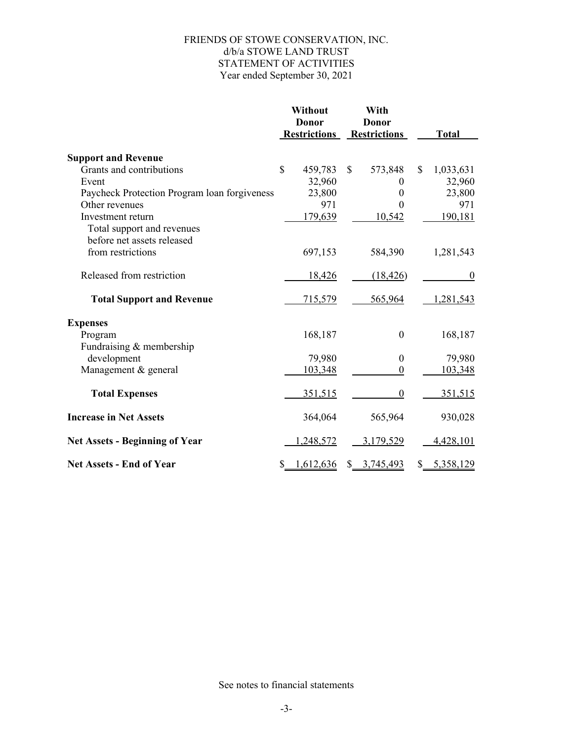# FRIENDS OF STOWE CONSERVATION, INC.
## d/b/a STOWE LAND TRUST
## STATEMENT OF ACTIVITIES
### Year ended September 30, 2021

| | Without Donor Restrictions | With Donor Restrictions | Total |
|---|---|---|---|
| **Support and Revenue** | | | |
| Grants and contributions | $ 459,783 | $ 573,848 | $ 1,033,631 |
| Event | 32,960 | 0 | 32,960 |
| Paycheck Protection Program loan forgiveness | 23,800 | 0 | 23,800 |
| Other revenues | 971 | 0 | 971 |
| Investment return | 179,639 | 10,542 | 190,181 |
| Total support and revenues before net assets released from restrictions | 697,153 | 584,390 | 1,281,543 |
| Released from restriction | 18,426 | (18,426) | 0 |
| **Total Support and Revenue** | 715,579 | 565,964 | 1,281,543 |
| **Expenses** | | | |
| Program | 168,187 | 0 | 168,187 |
| Fundraising & membership development | 79,980 | 0 | 79,980 |
| Management & general | 103,348 | 0 | 103,348 |
| **Total Expenses** | 351,515 | 0 | 351,515 |
| **Increase in Net Assets** | 364,064 | 565,964 | 930,028 |
| **Net Assets - Beginning of Year** | 1,248,572 | 3,179,529 | 4,428,101 |
| **Net Assets - End of Year** | $ 1,612,636 | $ 3,745,493 | $ 5,358,129 |

See notes to financial statements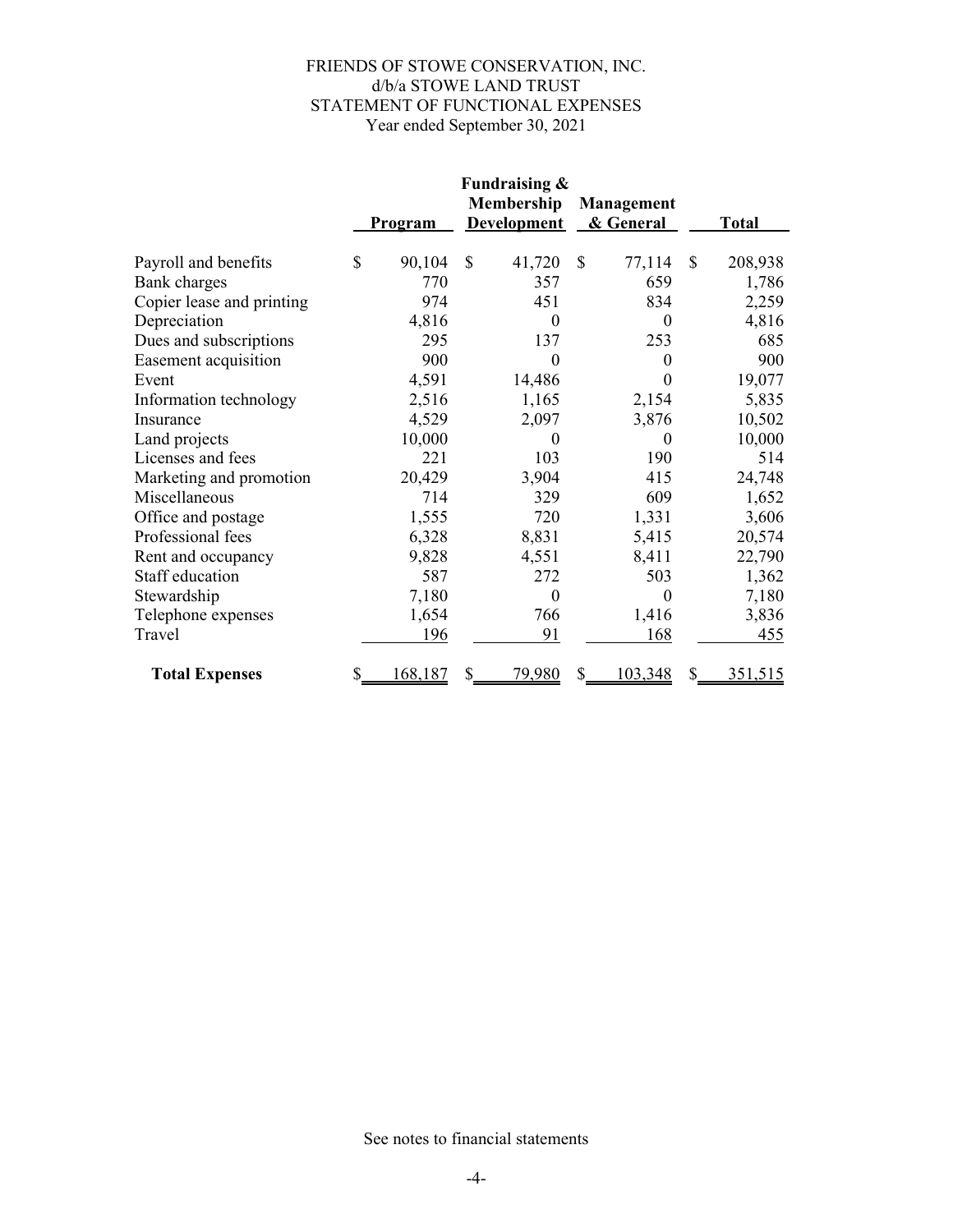# FRIENDS OF STOWE CONSERVATION, INC.
## d/b/a STOWE LAND TRUST
## STATEMENT OF FUNCTIONAL EXPENSES
### Year ended September 30, 2021

| | Program | Fundraising & Membership Development | Management & General | Total |
|---|---|---|---|---|
| Payroll and benefits | $ 90,104 | $ 41,720 | $ 77,114 | $ 208,938 |
| Bank charges | 770 | 357 | 659 | 1,786 |
| Copier lease and printing | 974 | 451 | 834 | 2,259 |
| Depreciation | 4,816 | 0 | 0 | 4,816 |
| Dues and subscriptions | 295 | 137 | 253 | 685 |
| Easement acquisition | 900 | 0 | 0 | 900 |
| Event | 4,591 | 14,486 | 0 | 19,077 |
| Information technology | 2,516 | 1,165 | 2,154 | 5,835 |
| Insurance | 4,529 | 2,097 | 3,876 | 10,502 |
| Land projects | 10,000 | 0 | 0 | 10,000 |
| Licenses and fees | 221 | 103 | 190 | 514 |
| Marketing and promotion | 20,429 | 3,904 | 415 | 24,748 |
| Miscellaneous | 714 | 329 | 609 | 1,652 |
| Office and postage | 1,555 | 720 | 1,331 | 3,606 |
| Professional fees | 6,328 | 8,831 | 5,415 | 20,574 |
| Rent and occupancy | 9,828 | 4,551 | 8,411 | 22,790 |
| Staff education | 587 | 272 | 503 | 1,362 |
| Stewardship | 7,180 | 0 | 0 | 7,180 |
| Telephone expenses | 1,654 | 766 | 1,416 | 3,836 |
| Travel | 196 | 91 | 168 | 455 |
| **Total Expenses** | $ 168,187 | $ 79,980 | $ 103,348 | $ 351,515 |

See notes to financial statements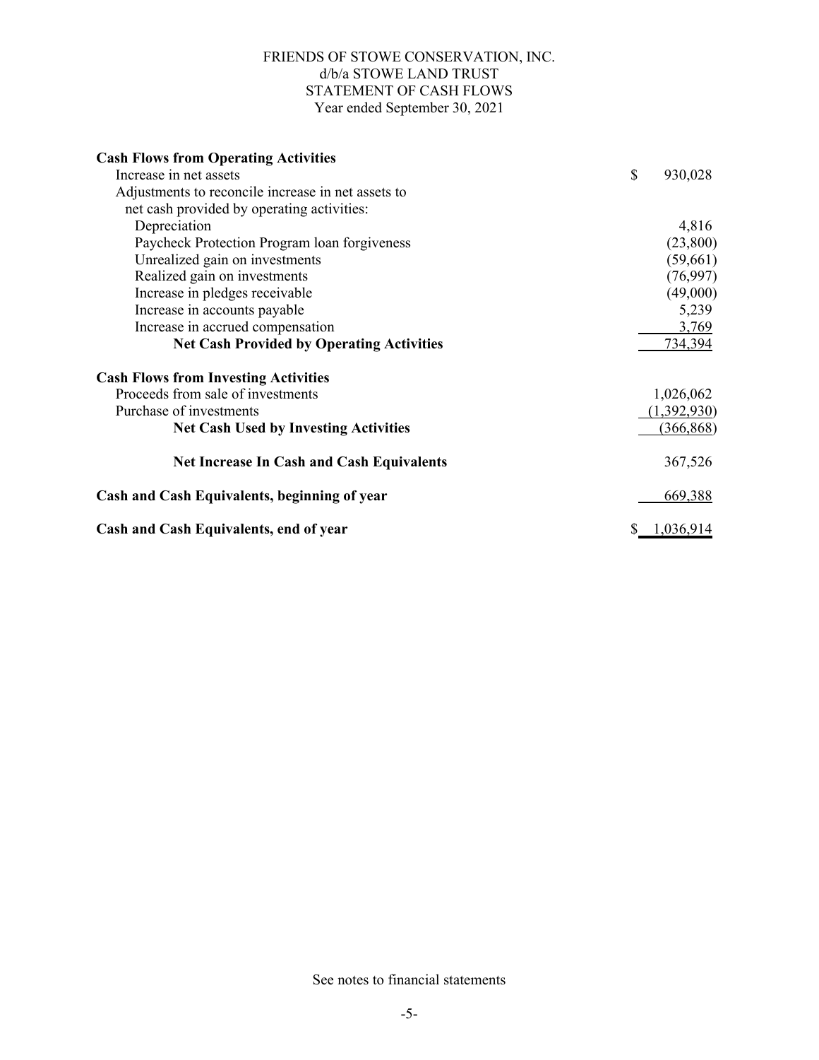# FRIENDS OF STOWE CONSERVATION, INC.
## d/b/a STOWE LAND TRUST
## STATEMENT OF CASH FLOWS
### Year ended September 30, 2021

| | |
|---|---|
| **Cash Flows from Operating Activities** | |
| Increase in net assets | $ 930,028 |
| Adjustments to reconcile increase in net assets to net cash provided by operating activities: | |
| Depreciation | 4,816 |
| Paycheck Protection Program loan forgiveness | (23,800) |
| Unrealized gain on investments | (59,661) |
| Realized gain on investments | (76,997) |
| Increase in pledges receivable | (49,000) |
| Increase in accounts payable | 5,239 |
| Increase in accrued compensation | 3,769 |
| **Net Cash Provided by Operating Activities** | 734,394 |
| **Cash Flows from Investing Activities** | |
| Proceeds from sale of investments | 1,026,062 |
| Purchase of investments | (1,392,930) |
| **Net Cash Used by Investing Activities** | (366,868) |
| **Net Increase In Cash and Cash Equivalents** | 367,526 |
| **Cash and Cash Equivalents, beginning of year** | 669,388 |
| **Cash and Cash Equivalents, end of year** | $ 1,036,914 |

See notes to financial statements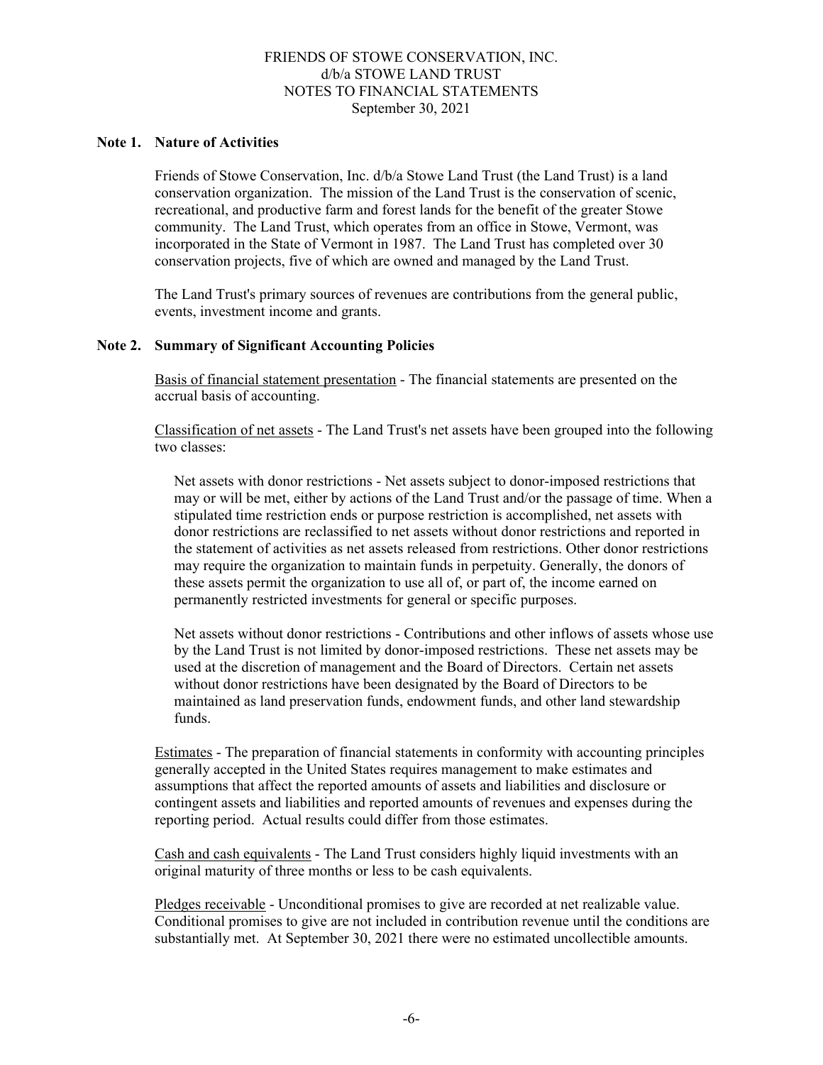# FRIENDS OF STOWE CONSERVATION, INC.
## d/b/a STOWE LAND TRUST
## NOTES TO FINANCIAL STATEMENTS
## September 30, 2021

### Note 1. Nature of Activities

Friends of Stowe Conservation, Inc. d/b/a Stowe Land Trust (the Land Trust) is a land conservation organization. The mission of the Land Trust is the conservation of scenic, recreational, and productive farm and forest lands for the benefit of the greater Stowe community. The Land Trust, which operates from an office in Stowe, Vermont, was incorporated in the State of Vermont in 1987. The Land Trust has completed over 30 conservation projects, five of which are owned and managed by the Land Trust.

The Land Trust's primary sources of revenues are contributions from the general public, events, investment income and grants.

### Note 2. Summary of Significant Accounting Policies

Basis of financial statement presentation - The financial statements are presented on the accrual basis of accounting.

Classification of net assets - The Land Trust's net assets have been grouped into the following two classes:

Net assets with donor restrictions - Net assets subject to donor-imposed restrictions that may or will be met, either by actions of the Land Trust and/or the passage of time. When a stipulated time restriction ends or purpose restriction is accomplished, net assets with donor restrictions are reclassified to net assets without donor restrictions and reported in the statement of activities as net assets released from restrictions. Other donor restrictions may require the organization to maintain funds in perpetuity. Generally, the donors of these assets permit the organization to use all of, or part of, the income earned on permanently restricted investments for general or specific purposes.

Net assets without donor restrictions - Contributions and other inflows of assets whose use by the Land Trust is not limited by donor-imposed restrictions. These net assets may be used at the discretion of management and the Board of Directors. Certain net assets without donor restrictions have been designated by the Board of Directors to be maintained as land preservation funds, endowment funds, and other land stewardship funds.

Estimates - The preparation of financial statements in conformity with accounting principles generally accepted in the United States requires management to make estimates and assumptions that affect the reported amounts of assets and liabilities and disclosure or contingent assets and liabilities and reported amounts of revenues and expenses during the reporting period. Actual results could differ from those estimates.

Cash and cash equivalents - The Land Trust considers highly liquid investments with an original maturity of three months or less to be cash equivalents.

Pledges receivable - Unconditional promises to give are recorded at net realizable value. Conditional promises to give are not included in contribution revenue until the conditions are substantially met. At September 30, 2021 there were no estimated uncollectible amounts.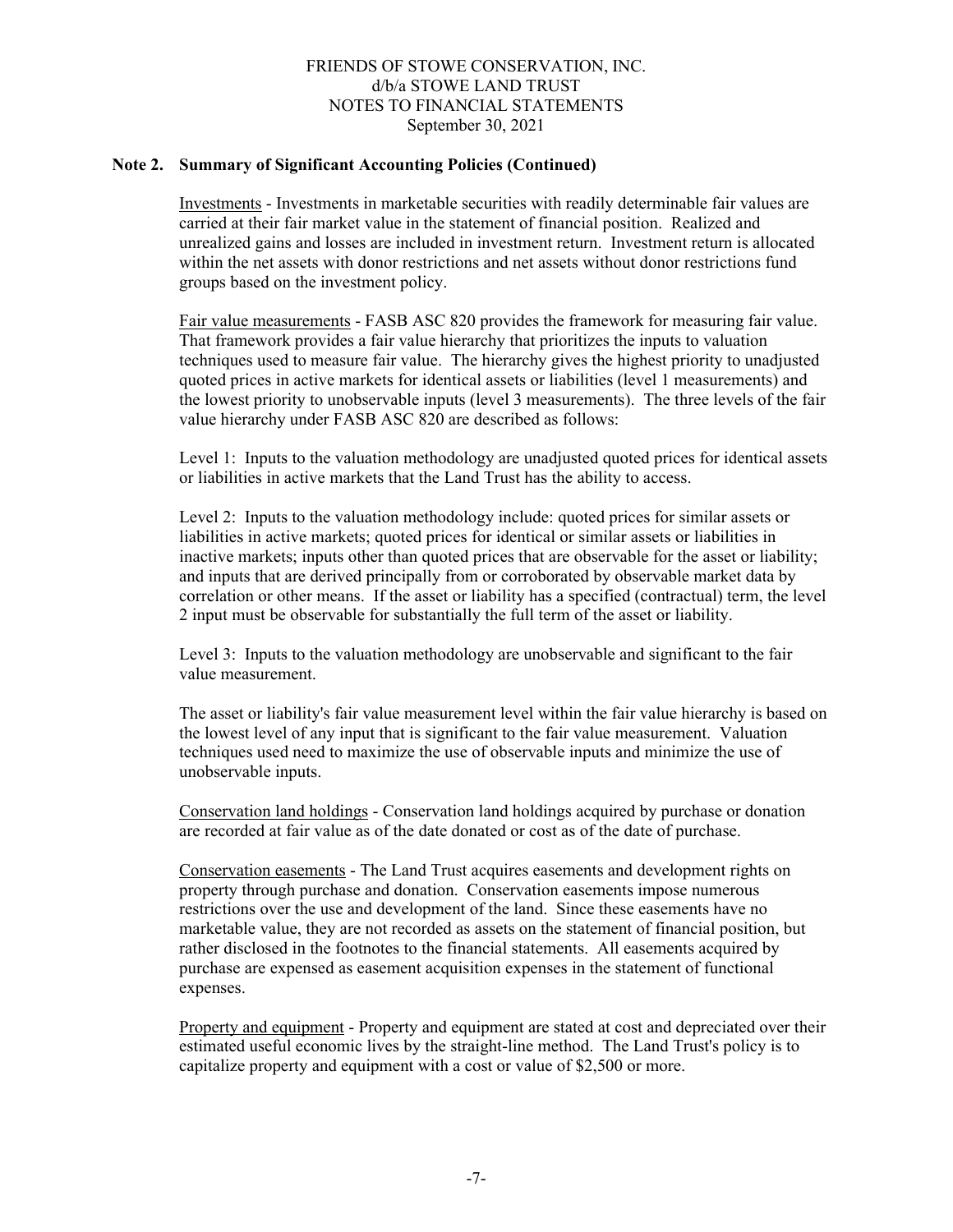## Note 2. Summary of Significant Accounting Policies (Continued)

Investments - Investments in marketable securities with readily determinable fair values are carried at their fair market value in the statement of financial position. Realized and unrealized gains and losses are included in investment return. Investment return is allocated within the net assets with donor restrictions and net assets without donor restrictions fund groups based on the investment policy.

Fair value measurements - FASB ASC 820 provides the framework for measuring fair value. That framework provides a fair value hierarchy that prioritizes the inputs to valuation techniques used to measure fair value. The hierarchy gives the highest priority to unadjusted quoted prices in active markets for identical assets or liabilities (level 1 measurements) and the lowest priority to unobservable inputs (level 3 measurements). The three levels of the fair value hierarchy under FASB ASC 820 are described as follows:

Level 1: Inputs to the valuation methodology are unadjusted quoted prices for identical assets or liabilities in active markets that the Land Trust has the ability to access.

Level 2: Inputs to the valuation methodology include: quoted prices for similar assets or liabilities in active markets; quoted prices for identical or similar assets or liabilities in inactive markets; inputs other than quoted prices that are observable for the asset or liability; and inputs that are derived principally from or corroborated by observable market data by correlation or other means. If the asset or liability has a specified (contractual) term, the level 2 input must be observable for substantially the full term of the asset or liability.

Level 3: Inputs to the valuation methodology are unobservable and significant to the fair value measurement.

The asset or liability's fair value measurement level within the fair value hierarchy is based on the lowest level of any input that is significant to the fair value measurement. Valuation techniques used need to maximize the use of observable inputs and minimize the use of unobservable inputs.

Conservation land holdings - Conservation land holdings acquired by purchase or donation are recorded at fair value as of the date donated or cost as of the date of purchase.

Conservation easements - The Land Trust acquires easements and development rights on property through purchase and donation. Conservation easements impose numerous restrictions over the use and development of the land. Since these easements have no marketable value, they are not recorded as assets on the statement of financial position, but rather disclosed in the footnotes to the financial statements. All easements acquired by purchase are expensed as easement acquisition expenses in the statement of functional expenses.

Property and equipment - Property and equipment are stated at cost and depreciated over their estimated useful economic lives by the straight-line method. The Land Trust's policy is to capitalize property and equipment with a cost or value of $2,500 or more.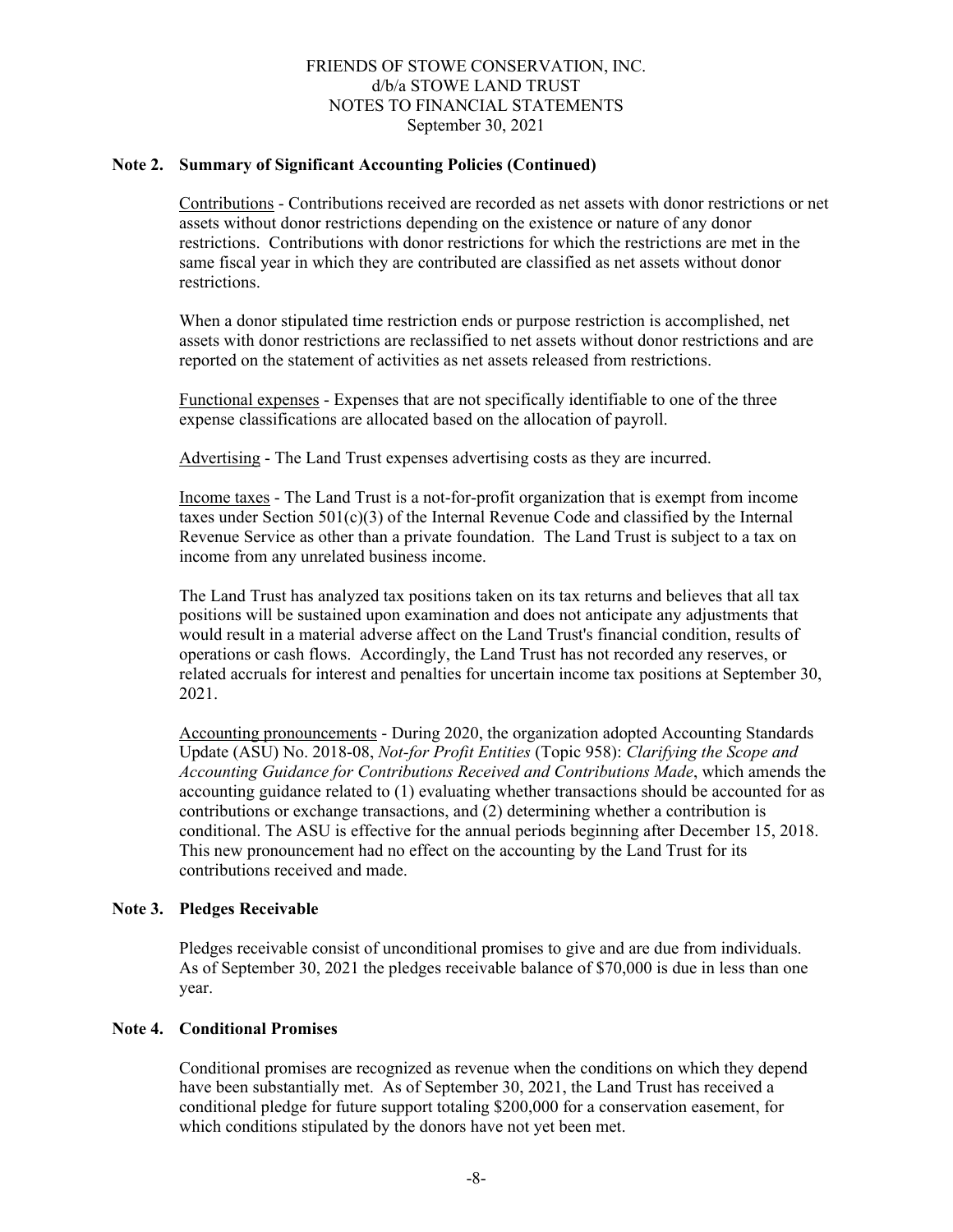## Note 2. Summary of Significant Accounting Policies (Continued)

Contributions - Contributions received are recorded as net assets with donor restrictions or net assets without donor restrictions depending on the existence or nature of any donor restrictions. Contributions with donor restrictions for which the restrictions are met in the same fiscal year in which they are contributed are classified as net assets without donor restrictions.

When a donor stipulated time restriction ends or purpose restriction is accomplished, net assets with donor restrictions are reclassified to net assets without donor restrictions and are reported on the statement of activities as net assets released from restrictions.

Functional expenses - Expenses that are not specifically identifiable to one of the three expense classifications are allocated based on the allocation of payroll.

Advertising - The Land Trust expenses advertising costs as they are incurred.

Income taxes - The Land Trust is a not-for-profit organization that is exempt from income taxes under Section 501(c)(3) of the Internal Revenue Code and classified by the Internal Revenue Service as other than a private foundation. The Land Trust is subject to a tax on income from any unrelated business income.

The Land Trust has analyzed tax positions taken on its tax returns and believes that all tax positions will be sustained upon examination and does not anticipate any adjustments that would result in a material adverse affect on the Land Trust's financial condition, results of operations or cash flows. Accordingly, the Land Trust has not recorded any reserves, or related accruals for interest and penalties for uncertain income tax positions at September 30, 2021.

Accounting pronouncements - During 2020, the organization adopted Accounting Standards Update (ASU) No. 2018-08, *Not-for Profit Entities* (Topic 958): *Clarifying the Scope and Accounting Guidance for Contributions Received and Contributions Made*, which amends the accounting guidance related to (1) evaluating whether transactions should be accounted for as contributions or exchange transactions, and (2) determining whether a contribution is conditional. The ASU is effective for the annual periods beginning after December 15, 2018. This new pronouncement had no effect on the accounting by the Land Trust for its contributions received and made.

## Note 3. Pledges Receivable

Pledges receivable consist of unconditional promises to give and are due from individuals. As of September 30, 2021 the pledges receivable balance of $70,000 is due in less than one year.

## Note 4. Conditional Promises

Conditional promises are recognized as revenue when the conditions on which they depend have been substantially met. As of September 30, 2021, the Land Trust has received a conditional pledge for future support totaling $200,000 for a conservation easement, for which conditions stipulated by the donors have not yet been met.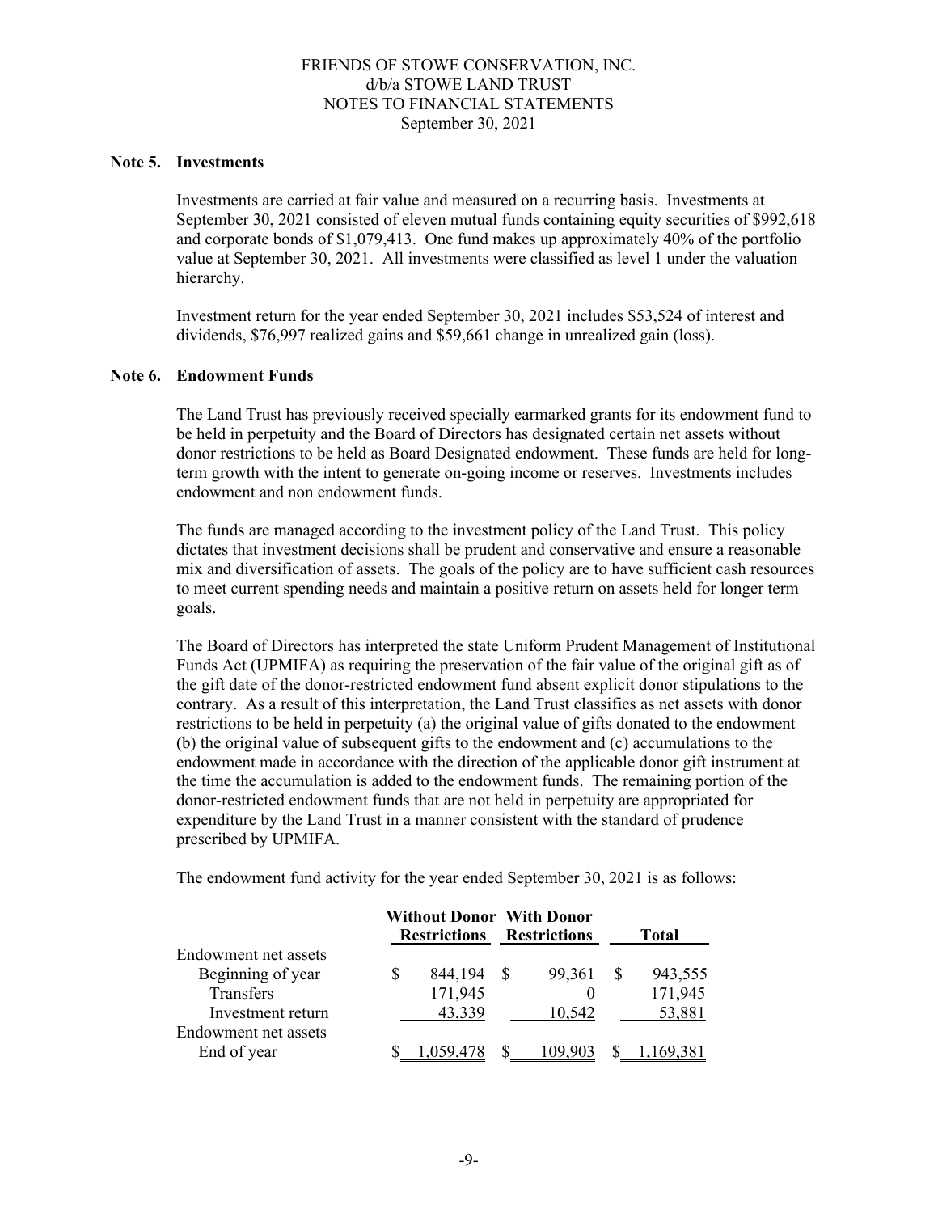FRIENDS OF STOWE CONSERVATION, INC.
d/b/a STOWE LAND TRUST
NOTES TO FINANCIAL STATEMENTS
September 30, 2021

**Note 5. Investments**

Investments are carried at fair value and measured on a recurring basis. Investments at September 30, 2021 consisted of eleven mutual funds containing equity securities of $992,618 and corporate bonds of $1,079,413. One fund makes up approximately 40% of the portfolio value at September 30, 2021. All investments were classified as level 1 under the valuation hierarchy.

Investment return for the year ended September 30, 2021 includes $53,524 of interest and dividends, $76,997 realized gains and $59,661 change in unrealized gain (loss).

**Note 6. Endowment Funds**

The Land Trust has previously received specially earmarked grants for its endowment fund to be held in perpetuity and the Board of Directors has designated certain net assets without donor restrictions to be held as Board Designated endowment. These funds are held for long-term growth with the intent to generate on-going income or reserves. Investments includes endowment and non endowment funds.

The funds are managed according to the investment policy of the Land Trust. This policy dictates that investment decisions shall be prudent and conservative and ensure a reasonable mix and diversification of assets. The goals of the policy are to have sufficient cash resources to meet current spending needs and maintain a positive return on assets held for longer term goals.

The Board of Directors has interpreted the state Uniform Prudent Management of Institutional Funds Act (UPMIFA) as requiring the preservation of the fair value of the original gift as of the gift date of the donor-restricted endowment fund absent explicit donor stipulations to the contrary. As a result of this interpretation, the Land Trust classifies as net assets with donor restrictions to be held in perpetuity (a) the original value of gifts donated to the endowment (b) the original value of subsequent gifts to the endowment and (c) accumulations to the endowment made in accordance with the direction of the applicable donor gift instrument at the time the accumulation is added to the endowment funds. The remaining portion of the donor-restricted endowment funds that are not held in perpetuity are appropriated for expenditure by the Land Trust in a manner consistent with the standard of prudence prescribed by UPMIFA.

The endowment fund activity for the year ended September 30, 2021 is as follows:

| | Without Donor Restrictions | With Donor Restrictions | Total |
|---|---|---|---|
| Endowment net assets | | | |
| Beginning of year | $ 844,194 | $ 99,361 | $ 943,555 |
| Transfers | 171,945 | 0 | 171,945 |
| Investment return | 43,339 | 10,542 | 53,881 |
| Endowment net assets | | | |
| End of year | $ 1,059,478 | $ 109,903 | $ 1,169,381 |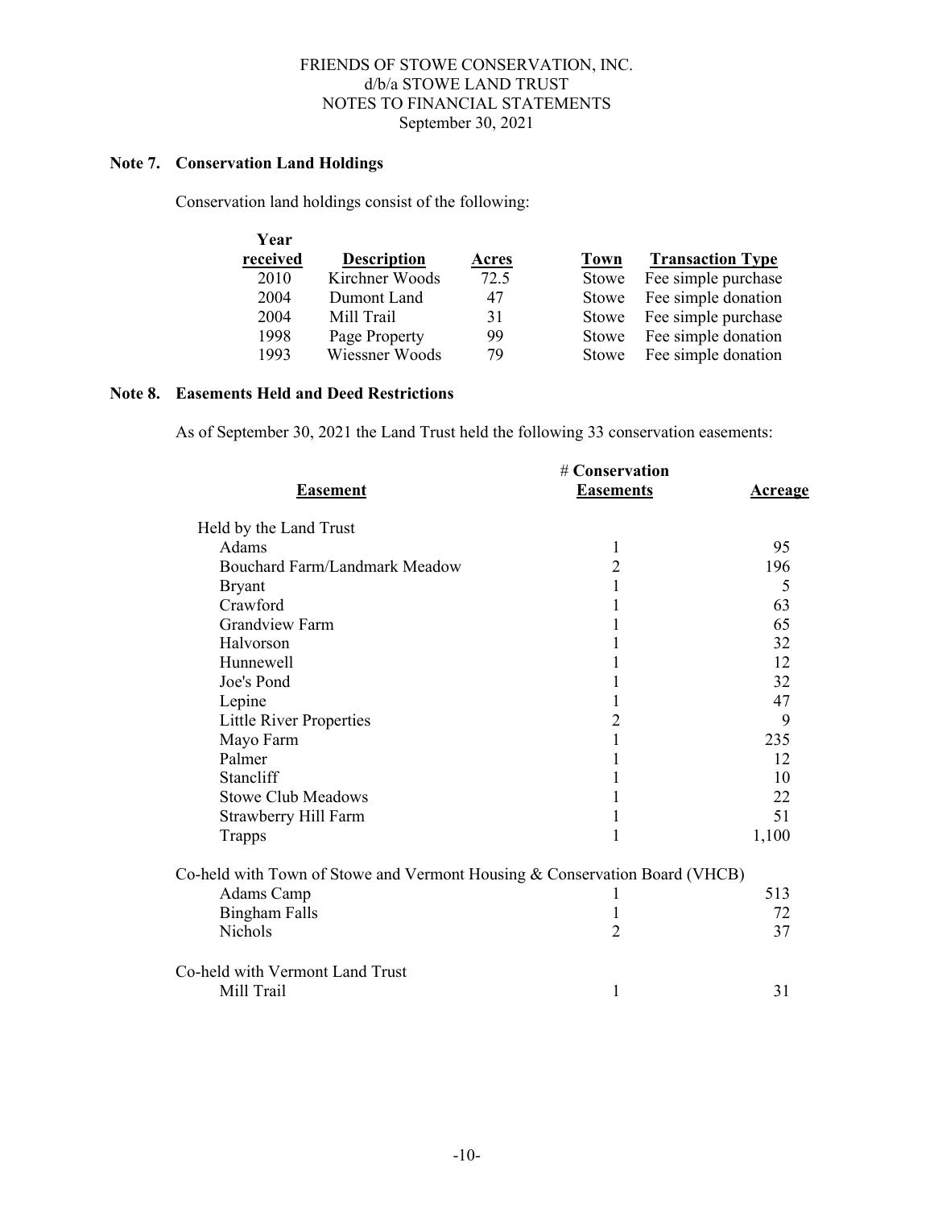FRIENDS OF STOWE CONSERVATION, INC.
d/b/a STOWE LAND TRUST
NOTES TO FINANCIAL STATEMENTS
September 30, 2021

## Note 7. Conservation Land Holdings

Conservation land holdings consist of the following:

| Year received | Description | Acres | Town | Transaction Type |
|---|---|---|---|---|
| 2010 | Kirchner Woods | 72.5 | Stowe | Fee simple purchase |
| 2004 | Dumont Land | 47 | Stowe | Fee simple donation |
| 2004 | Mill Trail | 31 | Stowe | Fee simple purchase |
| 1998 | Page Property | 99 | Stowe | Fee simple donation |
| 1993 | Wiessner Woods | 79 | Stowe | Fee simple donation |

## Note 8. Easements Held and Deed Restrictions

As of September 30, 2021 the Land Trust held the following 33 conservation easements:

| Easement | # Conservation Easements | Acreage |
|---|---|---|
| Held by the Land Trust | | |
| Adams | 1 | 95 |
| Bouchard Farm/Landmark Meadow | 2 | 196 |
| Bryant | 1 | 5 |
| Crawford | 1 | 63 |
| Grandview Farm | 1 | 65 |
| Halvorson | 1 | 32 |
| Hunnewell | 1 | 12 |
| Joe's Pond | 1 | 32 |
| Lepine | 1 | 47 |
| Little River Properties | 2 | 9 |
| Mayo Farm | 1 | 235 |
| Palmer | 1 | 12 |
| Stancliff | 1 | 10 |
| Stowe Club Meadows | 1 | 22 |
| Strawberry Hill Farm | 1 | 51 |
| Trapps | 1 | 1,100 |
| Co-held with Town of Stowe and Vermont Housing & Conservation Board (VHCB) | | |
| Adams Camp | 1 | 513 |
| Bingham Falls | 1 | 72 |
| Nichols | 2 | 37 |
| Co-held with Vermont Land Trust | | |
| Mill Trail | 1 | 31 |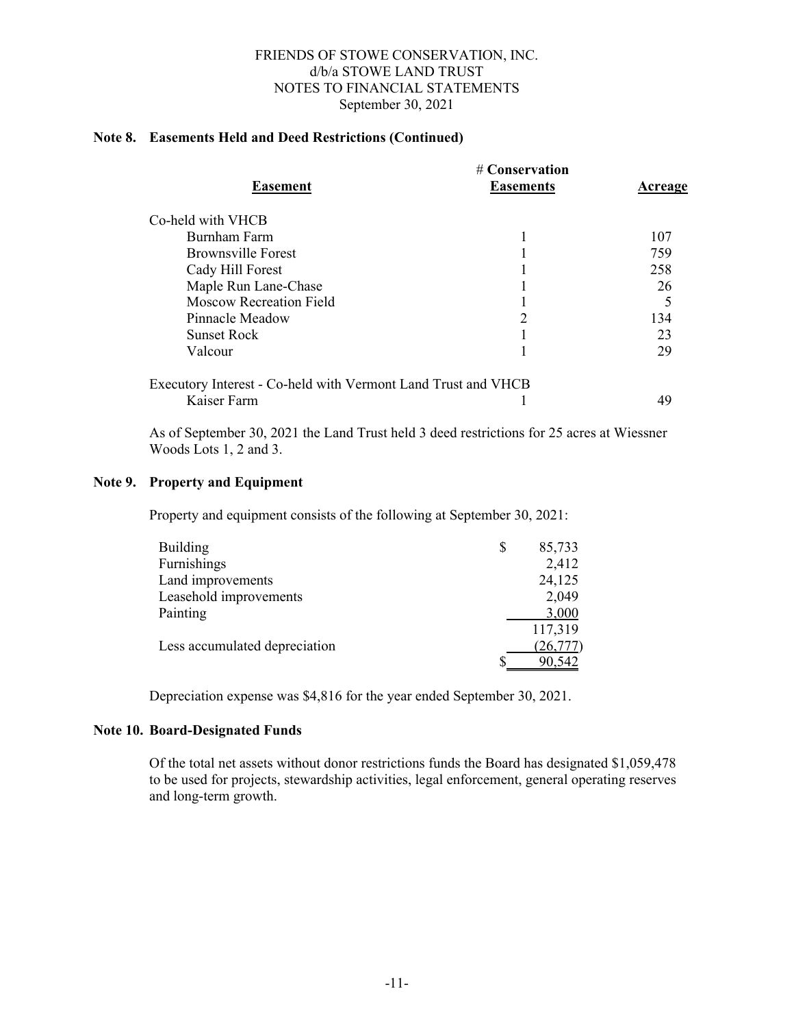FRIENDS OF STOWE CONSERVATION, INC.
d/b/a STOWE LAND TRUST
NOTES TO FINANCIAL STATEMENTS
September 30, 2021

### Note 8. Easements Held and Deed Restrictions (Continued)

| Easement | # Conservation Easements | Acreage |
|---|---|---|
| Co-held with VHCB | | |
| Burnham Farm | 1 | 107 |
| Brownsville Forest | 1 | 759 |
| Cady Hill Forest | 1 | 258 |
| Maple Run Lane-Chase | 1 | 26 |
| Moscow Recreation Field | 1 | 5 |
| Pinnacle Meadow | 2 | 134 |
| Sunset Rock | 1 | 23 |
| Valcour | 1 | 29 |
| Executory Interest - Co-held with Vermont Land Trust and VHCB | | |
| Kaiser Farm | 1 | 49 |

As of September 30, 2021 the Land Trust held 3 deed restrictions for 25 acres at Wiessner Woods Lots 1, 2 and 3.

### Note 9. Property and Equipment

Property and equipment consists of the following at September 30, 2021:

| | |
|---|---|
| Building | $ 85,733 |
| Furnishings | 2,412 |
| Land improvements | 24,125 |
| Leasehold improvements | 2,049 |
| Painting | 3,000 |
| | 117,319 |
| Less accumulated depreciation | (26,777) |
| | $ 90,542 |

Depreciation expense was $4,816 for the year ended September 30, 2021.

### Note 10. Board-Designated Funds

Of the total net assets without donor restrictions funds the Board has designated $1,059,478 to be used for projects, stewardship activities, legal enforcement, general operating reserves and long-term growth.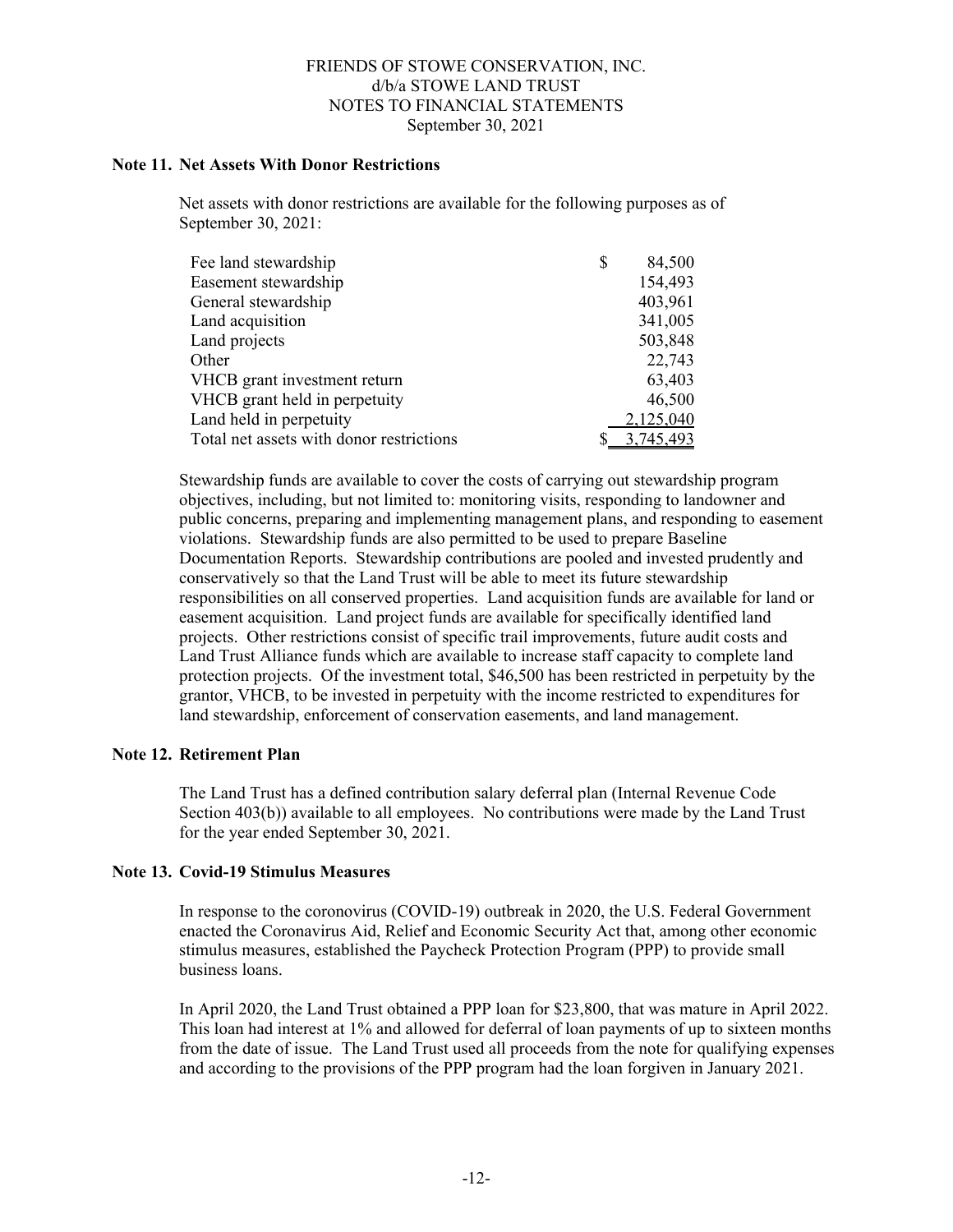## Note 11. Net Assets With Donor Restrictions

Net assets with donor restrictions are available for the following purposes as of September 30, 2021:

| | |
|---|---|
| Fee land stewardship | $ 84,500 |
| Easement stewardship | 154,493 |
| General stewardship | 403,961 |
| Land acquisition | 341,005 |
| Land projects | 503,848 |
| Other | 22,743 |
| VHCB grant investment return | 63,403 |
| VHCB grant held in perpetuity | 46,500 |
| Land held in perpetuity | 2,125,040 |
| Total net assets with donor restrictions | $ 3,745,493 |

Stewardship funds are available to cover the costs of carrying out stewardship program objectives, including, but not limited to: monitoring visits, responding to landowner and public concerns, preparing and implementing management plans, and responding to easement violations. Stewardship funds are also permitted to be used to prepare Baseline Documentation Reports. Stewardship contributions are pooled and invested prudently and conservatively so that the Land Trust will be able to meet its future stewardship responsibilities on all conserved properties. Land acquisition funds are available for land or easement acquisition. Land project funds are available for specifically identified land projects. Other restrictions consist of specific trail improvements, future audit costs and Land Trust Alliance funds which are available to increase staff capacity to complete land protection projects. Of the investment total, $46,500 has been restricted in perpetuity by the grantor, VHCB, to be invested in perpetuity with the income restricted to expenditures for land stewardship, enforcement of conservation easements, and land management.

## Note 12. Retirement Plan

The Land Trust has a defined contribution salary deferral plan (Internal Revenue Code Section 403(b)) available to all employees. No contributions were made by the Land Trust for the year ended September 30, 2021.

## Note 13. Covid-19 Stimulus Measures

In response to the coronovirus (COVID-19) outbreak in 2020, the U.S. Federal Government enacted the Coronavirus Aid, Relief and Economic Security Act that, among other economic stimulus measures, established the Paycheck Protection Program (PPP) to provide small business loans.

In April 2020, the Land Trust obtained a PPP loan for $23,800, that was mature in April 2022. This loan had interest at 1% and allowed for deferral of loan payments of up to sixteen months from the date of issue. The Land Trust used all proceeds from the note for qualifying expenses and according to the provisions of the PPP program had the loan forgiven in January 2021.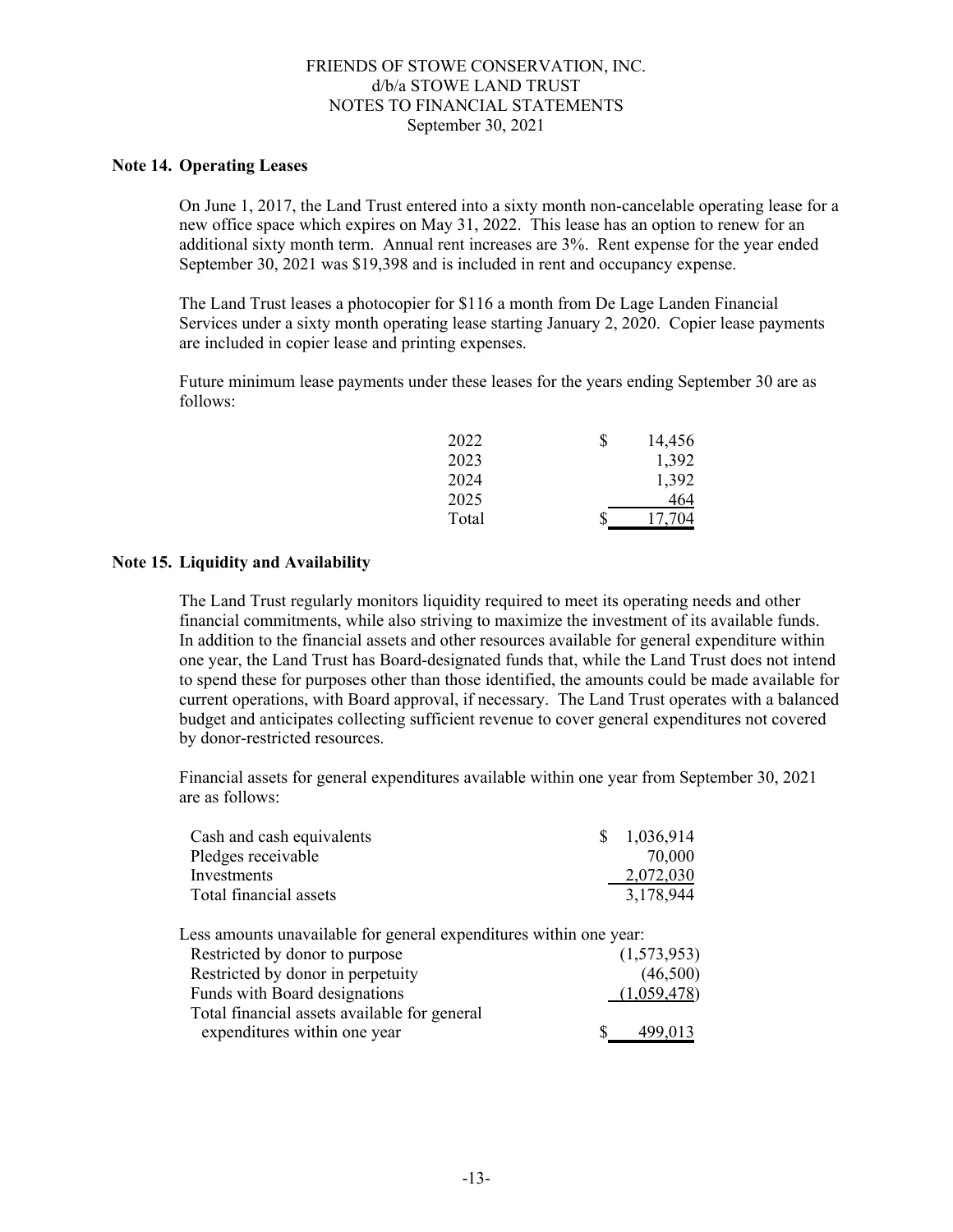FRIENDS OF STOWE CONSERVATION, INC.
d/b/a STOWE LAND TRUST
NOTES TO FINANCIAL STATEMENTS
September 30, 2021

## Note 14. Operating Leases

On June 1, 2017, the Land Trust entered into a sixty month non-cancelable operating lease for a new office space which expires on May 31, 2022. This lease has an option to renew for an additional sixty month term. Annual rent increases are 3%. Rent expense for the year ended September 30, 2021 was $19,398 and is included in rent and occupancy expense.

The Land Trust leases a photocopier for $116 a month from De Lage Landen Financial Services under a sixty month operating lease starting January 2, 2020. Copier lease payments are included in copier lease and printing expenses.

Future minimum lease payments under these leases for the years ending September 30 are as follows:

| | |
|---|---|
| 2022 | $ 14,456 |
| 2023 | 1,392 |
| 2024 | 1,392 |
| 2025 | 464 |
| Total | $ 17,704 |

## Note 15. Liquidity and Availability

The Land Trust regularly monitors liquidity required to meet its operating needs and other financial commitments, while also striving to maximize the investment of its available funds. In addition to the financial assets and other resources available for general expenditure within one year, the Land Trust has Board-designated funds that, while the Land Trust does not intend to spend these for purposes other than those identified, the amounts could be made available for current operations, with Board approval, if necessary. The Land Trust operates with a balanced budget and anticipates collecting sufficient revenue to cover general expenditures not covered by donor-restricted resources.

Financial assets for general expenditures available within one year from September 30, 2021 are as follows:

| | |
|---|---|
| Cash and cash equivalents | $ 1,036,914 |
| Pledges receivable | 70,000 |
| Investments | 2,072,030 |
| Total financial assets | 3,178,944 |
| Less amounts unavailable for general expenditures within one year: | |
| Restricted by donor to purpose | (1,573,953) |
| Restricted by donor in perpetuity | (46,500) |
| Funds with Board designations | (1,059,478) |
| Total financial assets available for general expenditures within one year | $ 499,013 |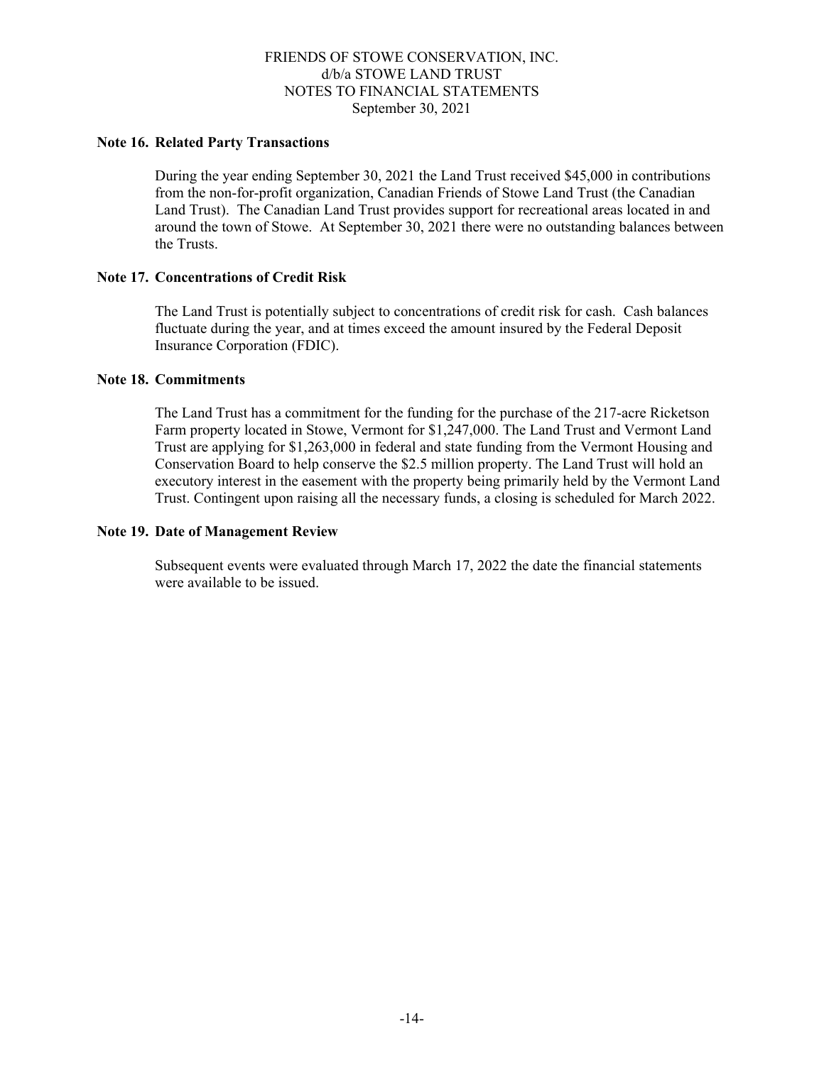## Note 16. Related Party Transactions

During the year ending September 30, 2021 the Land Trust received $45,000 in contributions from the non-for-profit organization, Canadian Friends of Stowe Land Trust (the Canadian Land Trust). The Canadian Land Trust provides support for recreational areas located in and around the town of Stowe. At September 30, 2021 there were no outstanding balances between the Trusts.

## Note 17. Concentrations of Credit Risk

The Land Trust is potentially subject to concentrations of credit risk for cash. Cash balances fluctuate during the year, and at times exceed the amount insured by the Federal Deposit Insurance Corporation (FDIC).

## Note 18. Commitments

The Land Trust has a commitment for the funding for the purchase of the 217-acre Ricketson Farm property located in Stowe, Vermont for $1,247,000. The Land Trust and Vermont Land Trust are applying for $1,263,000 in federal and state funding from the Vermont Housing and Conservation Board to help conserve the $2.5 million property. The Land Trust will hold an executory interest in the easement with the property being primarily held by the Vermont Land Trust. Contingent upon raising all the necessary funds, a closing is scheduled for March 2022.

## Note 19. Date of Management Review

Subsequent events were evaluated through March 17, 2022 the date the financial statements were available to be issued.